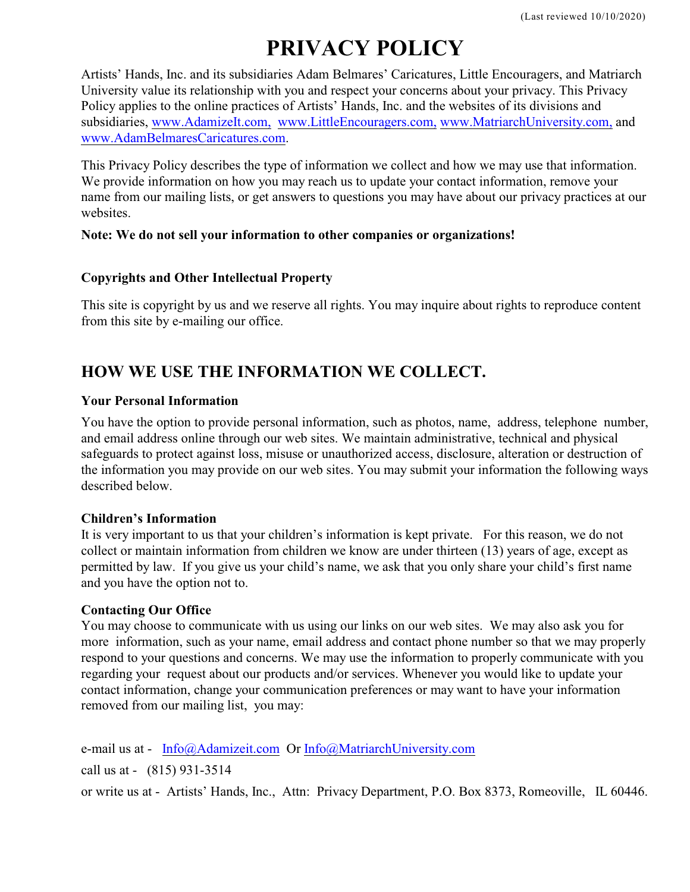(Last reviewed 10/10/2020)

# PRIVACY POLICY

Artists' Hands, Inc. and its subsidiaries Adam Belmares' Caricatures, Little Encouragers, and Matriarch University value its relationship with you and respect your concerns about your privacy. This Privacy Policy applies to the online practices of Artists' Hands, Inc. and the websites of its divisions and subsidiaries, www.AdamizeIt.com, www.LittleEncouragers.com, www.MatriarchUniversity.com, and www.AdamBelmaresCaricatures.com.

This Privacy Policy describes the type of information we collect and how we may use that information. We provide information on how you may reach us to update your contact information, remove your name from our mailing lists, or get answers to questions you may have about our privacy practices at our websites.

**Note: We do not sell your information to other companies or organizations!**

**Copyrights and Other Intellectual Property**

This site is copyright by us and we reserve all rights. You may inquire about rights to reproduce content from this site by e-mailing our office.

## HOW WE USE THE INFORMATION WE COLLECT.

**Your Personal Information**

You have the option to provide personal information, such as photos, name, address, telephone number, and email address online through our web sites. We maintain administrative, technical and physical safeguards to protect against loss, misuse or unauthorized access, disclosure, alteration or destruction of the information you may provide on our web sites. You may submit your information the following ways described below.

**Children's Information**

It is very important to us that your children's information is kept private. For this reason, we do not collect or maintain information from children we know are under thirteen (13) years of age, except as permitted by law. If you give us your child's name, we ask that you only share your child's first name and you have the option not to.

**Contacting Our Office**

You may choose to communicate with us using our links on our web sites. We may also ask you for more information, such as your name, email address and contact phone number so that we may properly respond to your questions and concerns. We may use the information to properly communicate with you regarding your request about our products and/or services. Whenever you would like to update your contact information, change your communication preferences or may want to have your information removed from our mailing list, you may:

e-mail us at - Info@Adamizeit.com Or Info@MatriarchUniversity.com

call us at - (815) 931-3514

or write us at - Artists' Hands, Inc., Attn: Privacy Department, P.O. Box 8373, Romeoville, IL 60446.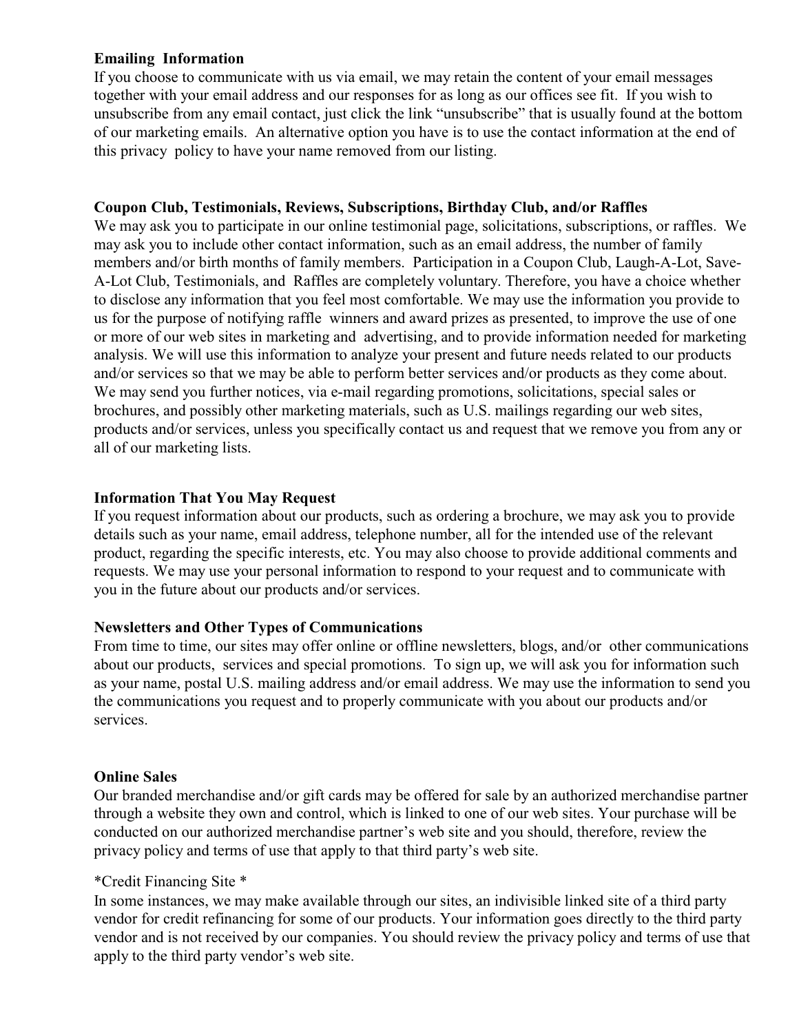**Emailing Information**

If you choose to communicate with us via email, we may retain the content of your email messages together with your email address and our responses for as long as our offices see fit. If you wish to unsubscribe from any email contact, just click the link "unsubscribe" that is usually found at the bottom of our marketing emails. An alternative option you have is to use the contact information at the end of this privacy policy to have your name removed from our listing.

**Coupon Club, Testimonials, Reviews, Subscriptions, Birthday Club, and/or Raffles**

We may ask you to participate in our online testimonial page, solicitations, subscriptions, or raffles. We may ask you to include other contact information, such as an email address, the number of family members and/or birth months of family members. Participation in a Coupon Club, Laugh-A-Lot, Save-A-Lot Club, Testimonials, and Raffles are completely voluntary. Therefore, you have a choice whether to disclose any information that you feel most comfortable. We may use the information you provide to us for the purpose of notifying raffle winners and award prizes as presented, to improve the use of one or more of our web sites in marketing and advertising, and to provide information needed for marketing analysis. We will use this information to analyze your present and future needs related to our products and/or services so that we may be able to perform better services and/or products as they come about. We may send you further notices, via e-mail regarding promotions, solicitations, special sales or brochures, and possibly other marketing materials, such as U.S. mailings regarding our web sites, products and/or services, unless you specifically contact us and request that we remove you from any or all of our marketing lists.

**Information That You May Request**

If you request information about our products, such as ordering a brochure, we may ask you to provide details such as your name, email address, telephone number, all for the intended use of the relevant product, regarding the specific interests, etc. You may also choose to provide additional comments and requests. We may use your personal information to respond to your request and to communicate with you in the future about our products and/or services.

**Newsletters and Other Types of Communications**

From time to time, our sites may offer online or offline newsletters, blogs, and/or other communications about our products, services and special promotions. To sign up, we will ask you for information such as your name, postal U.S. mailing address and/or email address. We may use the information to send you the communications you request and to properly communicate with you about our products and/or services.

**Online Sales**

Our branded merchandise and/or gift cards may be offered for sale by an authorized merchandise partner through a website they own and control, which is linked to one of our web sites. Your purchase will be conducted on our authorized merchandise partner's web site and you should, therefore, review the privacy policy and terms of use that apply to that third party's web site.

*Credit Financing Site *

In some instances, we may make available through our sites, an indivisible linked site of a third party vendor for credit refinancing for some of our products. Your information goes directly to the third party vendor and is not received by our companies. You should review the privacy policy and terms of use that apply to the third party vendor's web site.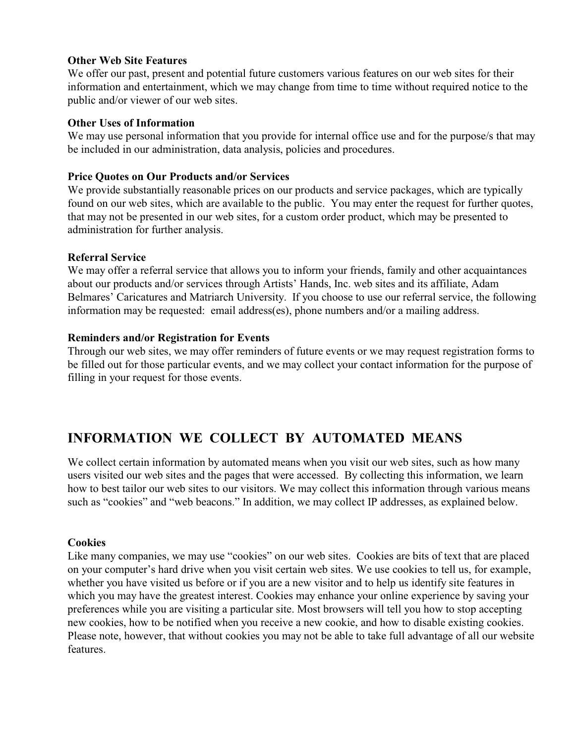**Other Web Site Features**
We offer our past, present and potential future customers various features on our web sites for their information and entertainment, which we may change from time to time without required notice to the public and/or viewer of our web sites.

**Other Uses of Information**
We may use personal information that you provide for internal office use and for the purpose/s that may be included in our administration, data analysis, policies and procedures.

**Price Quotes on Our Products and/or Services**
We provide substantially reasonable prices on our products and service packages, which are typically found on our web sites, which are available to the public. You may enter the request for further quotes, that may not be presented in our web sites, for a custom order product, which may be presented to administration for further analysis.

**Referral Service**
We may offer a referral service that allows you to inform your friends, family and other acquaintances about our products and/or services through Artists' Hands, Inc. web sites and its affiliate, Adam Belmares' Caricatures and Matriarch University. If you choose to use our referral service, the following information may be requested: email address(es), phone numbers and/or a mailing address.

**Reminders and/or Registration for Events**
Through our web sites, we may offer reminders of future events or we may request registration forms to be filled out for those particular events, and we may collect your contact information for the purpose of filling in your request for those events.

## INFORMATION WE COLLECT BY AUTOMATED MEANS

We collect certain information by automated means when you visit our web sites, such as how many users visited our web sites and the pages that were accessed. By collecting this information, we learn how to best tailor our web sites to our visitors. We may collect this information through various means such as "cookies" and "web beacons." In addition, we may collect IP addresses, as explained below.

**Cookies**
Like many companies, we may use "cookies" on our web sites. Cookies are bits of text that are placed on your computer's hard drive when you visit certain web sites. We use cookies to tell us, for example, whether you have visited us before or if you are a new visitor and to help us identify site features in which you may have the greatest interest. Cookies may enhance your online experience by saving your preferences while you are visiting a particular site. Most browsers will tell you how to stop accepting new cookies, how to be notified when you receive a new cookie, and how to disable existing cookies. Please note, however, that without cookies you may not be able to take full advantage of all our website features.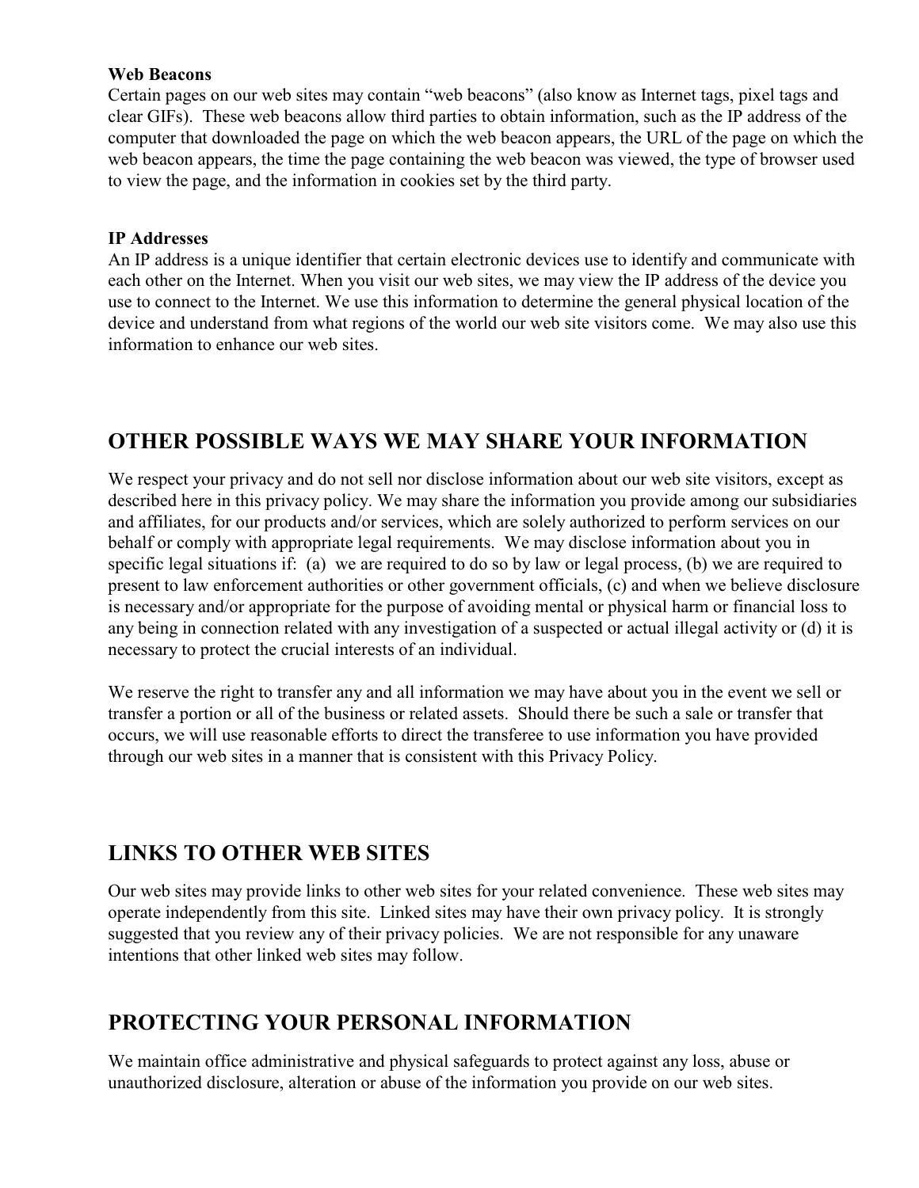**Web Beacons**
Certain pages on our web sites may contain "web beacons" (also know as Internet tags, pixel tags and clear GIFs). These web beacons allow third parties to obtain information, such as the IP address of the computer that downloaded the page on which the web beacon appears, the URL of the page on which the web beacon appears, the time the page containing the web beacon was viewed, the type of browser used to view the page, and the information in cookies set by the third party.

**IP Addresses**
An IP address is a unique identifier that certain electronic devices use to identify and communicate with each other on the Internet. When you visit our web sites, we may view the IP address of the device you use to connect to the Internet. We use this information to determine the general physical location of the device and understand from what regions of the world our web site visitors come. We may also use this information to enhance our web sites.

## OTHER POSSIBLE WAYS WE MAY SHARE YOUR INFORMATION

We respect your privacy and do not sell nor disclose information about our web site visitors, except as described here in this privacy policy. We may share the information you provide among our subsidiaries and affiliates, for our products and/or services, which are solely authorized to perform services on our behalf or comply with appropriate legal requirements. We may disclose information about you in specific legal situations if: (a) we are required to do so by law or legal process, (b) we are required to present to law enforcement authorities or other government officials, (c) and when we believe disclosure is necessary and/or appropriate for the purpose of avoiding mental or physical harm or financial loss to any being in connection related with any investigation of a suspected or actual illegal activity or (d) it is necessary to protect the crucial interests of an individual.

We reserve the right to transfer any and all information we may have about you in the event we sell or transfer a portion or all of the business or related assets. Should there be such a sale or transfer that occurs, we will use reasonable efforts to direct the transferee to use information you have provided through our web sites in a manner that is consistent with this Privacy Policy.

## LINKS TO OTHER WEB SITES

Our web sites may provide links to other web sites for your related convenience. These web sites may operate independently from this site. Linked sites may have their own privacy policy. It is strongly suggested that you review any of their privacy policies. We are not responsible for any unaware intentions that other linked web sites may follow.

## PROTECTING YOUR PERSONAL INFORMATION

We maintain office administrative and physical safeguards to protect against any loss, abuse or unauthorized disclosure, alteration or abuse of the information you provide on our web sites.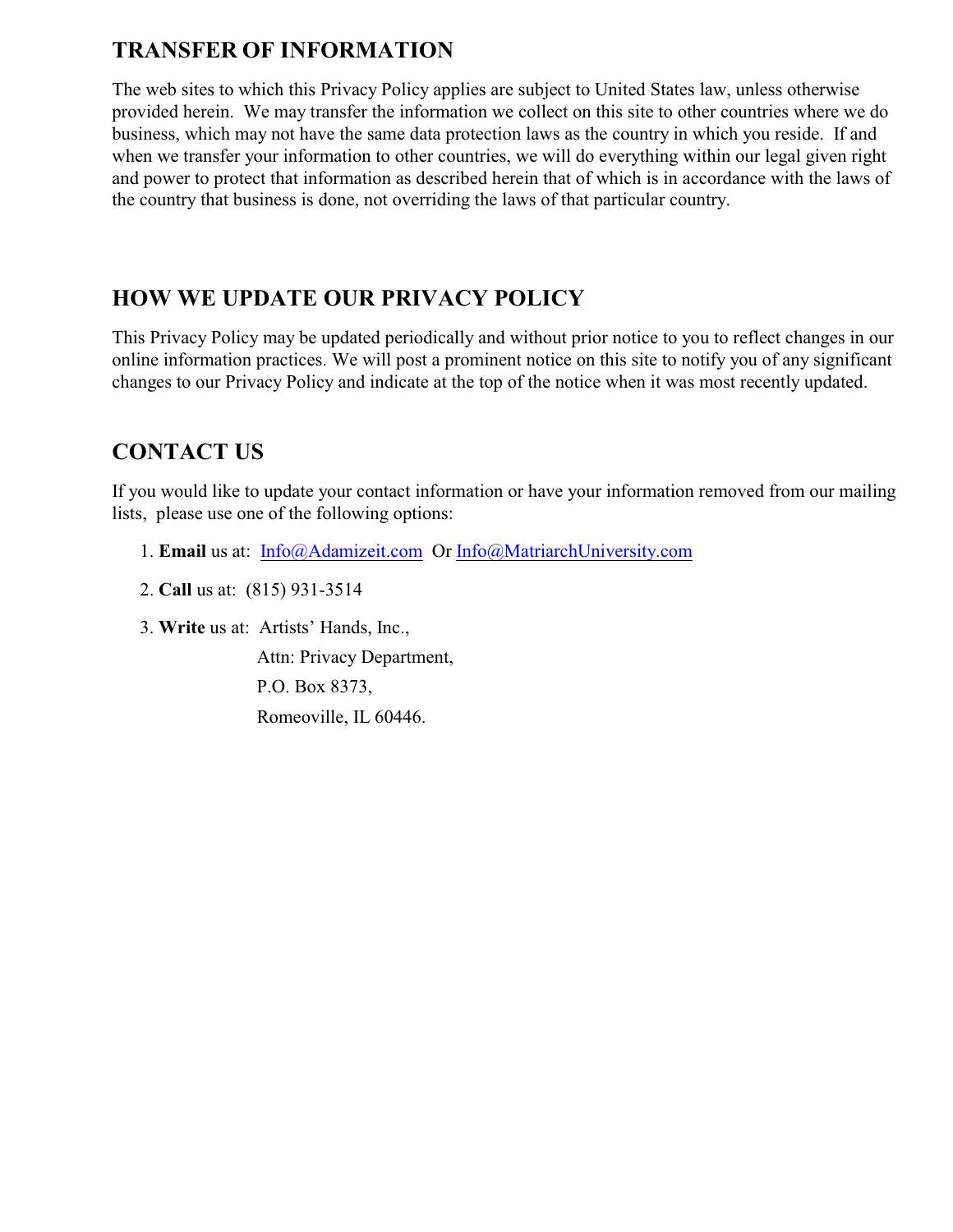## TRANSFER OF INFORMATION

The web sites to which this Privacy Policy applies are subject to United States law, unless otherwise provided herein. We may transfer the information we collect on this site to other countries where we do business, which may not have the same data protection laws as the country in which you reside. If and when we transfer your information to other countries, we will do everything within our legal given right and power to protect that information as described herein that of which is in accordance with the laws of the country that business is done, not overriding the laws of that particular country.

## HOW WE UPDATE OUR PRIVACY POLICY

This Privacy Policy may be updated periodically and without prior notice to you to reflect changes in our online information practices. We will post a prominent notice on this site to notify you of any significant changes to our Privacy Policy and indicate at the top of the notice when it was most recently updated.

## CONTACT US

If you would like to update your contact information or have your information removed from our mailing lists, please use one of the following options:

1. **Email** us at: Info@Adamizeit.com Or Info@MatriarchUniversity.com
2. **Call** us at: (815) 931-3514
3. **Write** us at: Artists' Hands, Inc.,
   Attn: Privacy Department,
   P.O. Box 8373,
   Romeoville, IL 60446.